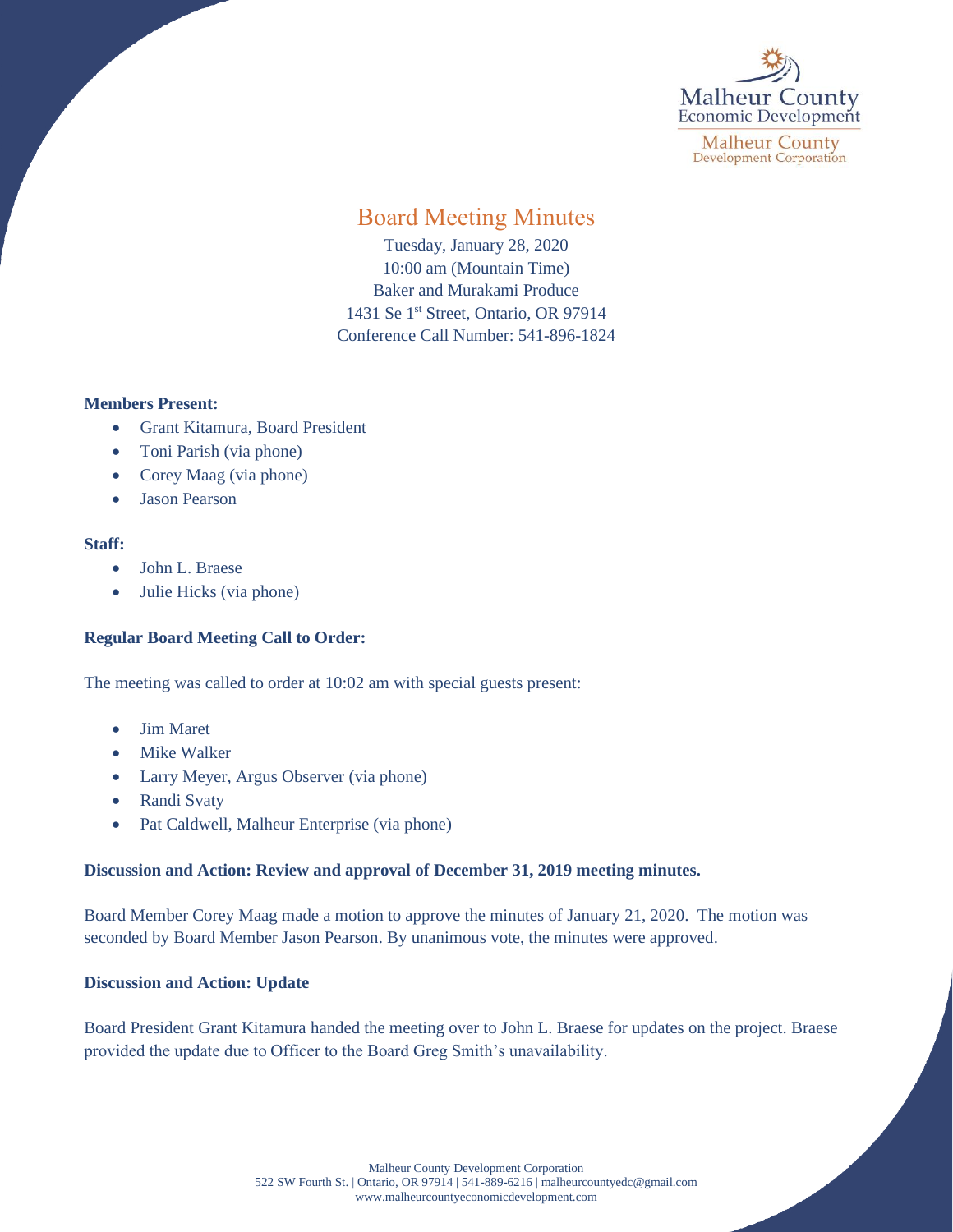# Board Meeting Minutes

Tuesday, January 28, 2020
10:00 am (Mountain Time)
Baker and Murakami Produce
1431 Se 1st Street, Ontario, OR 97914
Conference Call Number: 541-896-1824

**Members Present:**

- Grant Kitamura, Board President
- Toni Parish (via phone)
- Corey Maag (via phone)
- Jason Pearson

**Staff:**

- John L. Braese
- Julie Hicks (via phone)

**Regular Board Meeting Call to Order:**

The meeting was called to order at 10:02 am with special guests present:

- Jim Maret
- Mike Walker
- Larry Meyer, Argus Observer (via phone)
- Randi Svaty
- Pat Caldwell, Malheur Enterprise (via phone)

**Discussion and Action: Review and approval of December 31, 2019 meeting minutes.**

Board Member Corey Maag made a motion to approve the minutes of January 21, 2020. The motion was seconded by Board Member Jason Pearson. By unanimous vote, the minutes were approved.

**Discussion and Action: Update**

Board President Grant Kitamura handed the meeting over to John L. Braese for updates on the project. Braese provided the update due to Officer to the Board Greg Smith's unavailability.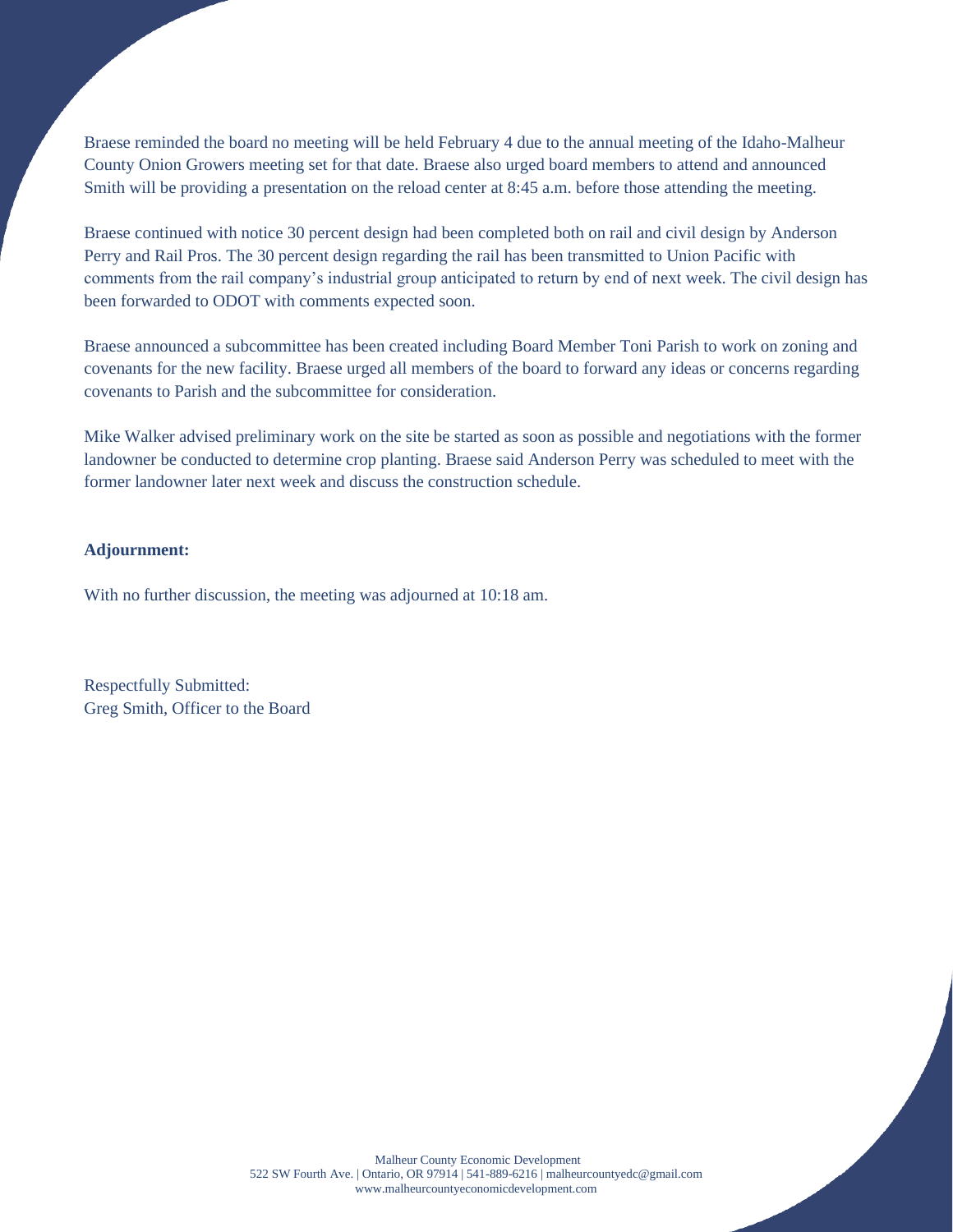Braese reminded the board no meeting will be held February 4 due to the annual meeting of the Idaho-Malheur County Onion Growers meeting set for that date. Braese also urged board members to attend and announced Smith will be providing a presentation on the reload center at 8:45 a.m. before those attending the meeting.

Braese continued with notice 30 percent design had been completed both on rail and civil design by Anderson Perry and Rail Pros. The 30 percent design regarding the rail has been transmitted to Union Pacific with comments from the rail company's industrial group anticipated to return by end of next week. The civil design has been forwarded to ODOT with comments expected soon.

Braese announced a subcommittee has been created including Board Member Toni Parish to work on zoning and covenants for the new facility. Braese urged all members of the board to forward any ideas or concerns regarding covenants to Parish and the subcommittee for consideration.

Mike Walker advised preliminary work on the site be started as soon as possible and negotiations with the former landowner be conducted to determine crop planting. Braese said Anderson Perry was scheduled to meet with the former landowner later next week and discuss the construction schedule.

**Adjournment:**

With no further discussion, the meeting was adjourned at 10:18 am.

Respectfully Submitted:
Greg Smith, Officer to the Board